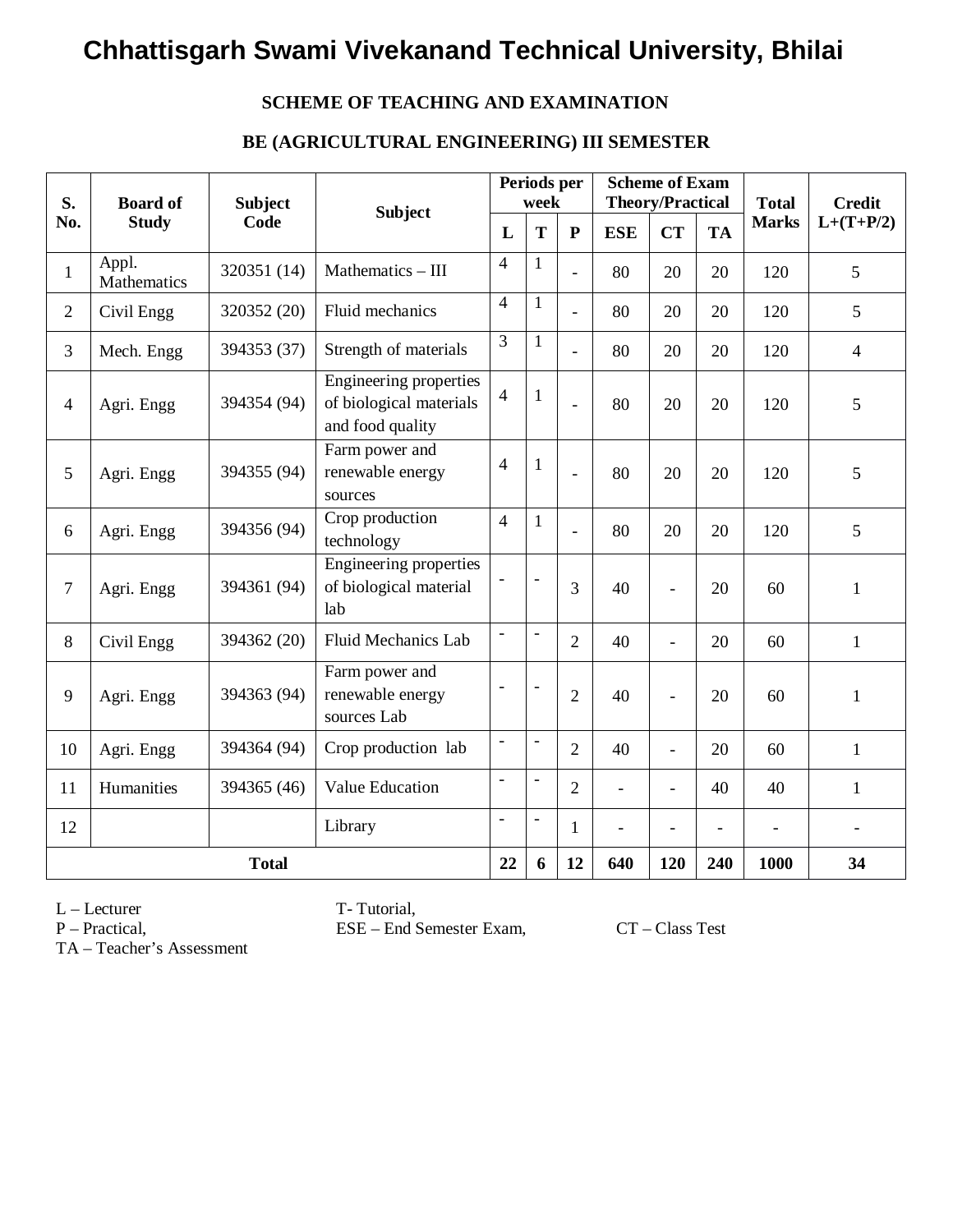# Chhattisgarh Swami Vivekanand Technical University, Bhilai

## SCHEME OF TEACHING AND EXAMINATION

## BE (AGRICULTURAL ENGINEERING) III SEMESTER

| S. No. | Board of Study | Subject Code | Subject | Periods per week | | | Scheme of Exam Theory/Practical | | | Total Marks | Credit L+(T+P/2) |
|---|---|---|---|---|---|---|---|---|---|---|---|
| | | | | L | T | P | ESE | CT | TA | | |
| 1 | Appl. Mathematics | 320351 (14) | Mathematics – III | 4 | 1 | - | 80 | 20 | 20 | 120 | 5 |
| 2 | Civil Engg | 320352 (20) | Fluid mechanics | 4 | 1 | - | 80 | 20 | 20 | 120 | 5 |
| 3 | Mech. Engg | 394353 (37) | Strength of materials | 3 | 1 | - | 80 | 20 | 20 | 120 | 4 |
| 4 | Agri. Engg | 394354 (94) | Engineering properties of biological materials and food quality | 4 | 1 | - | 80 | 20 | 20 | 120 | 5 |
| 5 | Agri. Engg | 394355 (94) | Farm power and renewable energy sources | 4 | 1 | - | 80 | 20 | 20 | 120 | 5 |
| 6 | Agri. Engg | 394356 (94) | Crop production technology | 4 | 1 | - | 80 | 20 | 20 | 120 | 5 |
| 7 | Agri. Engg | 394361 (94) | Engineering properties of biological material lab | - | - | 3 | 40 | - | 20 | 60 | 1 |
| 8 | Civil Engg | 394362 (20) | Fluid Mechanics Lab | - | - | 2 | 40 | - | 20 | 60 | 1 |
| 9 | Agri. Engg | 394363 (94) | Farm power and renewable energy sources Lab | - | - | 2 | 40 | - | 20 | 60 | 1 |
| 10 | Agri. Engg | 394364 (94) | Crop production lab | - | - | 2 | 40 | - | 20 | 60 | 1 |
| 11 | Humanities | 394365 (46) | Value Education | - | - | 2 | - | - | 40 | 40 | 1 |
| 12 | | | Library | - | - | 1 | - | - | - | - | - |
| **Total** | | | | **22** | **6** | **12** | **640** | **120** | **240** | **1000** | **34** |

L – Lecturer
T- Tutorial,
P – Practical,
ESE – End Semester Exam,
CT – Class Test
TA – Teacher's Assessment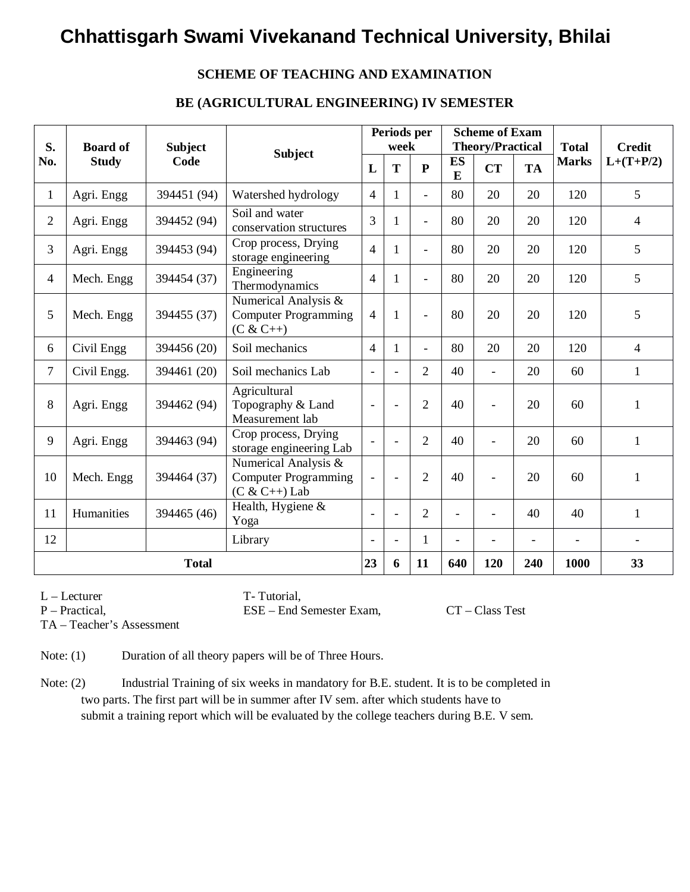# Chhattisgarh Swami Vivekanand Technical University, Bhilai

**SCHEME OF TEACHING AND EXAMINATION**

**BE (AGRICULTURAL ENGINEERING) IV SEMESTER**

| S. No. | Board of Study | Subject Code | Subject | Periods per week | | | Scheme of Exam Theory/Practical | | | Total Marks | Credit L+(T+P/2) |
|---|---|---|---|---|---|---|---|---|---|---|---|
| | | | | L | T | P | ESE | CT | TA | | |
| 1 | Agri. Engg | 394451 (94) | Watershed hydrology | 4 | 1 | - | 80 | 20 | 20 | 120 | 5 |
| 2 | Agri. Engg | 394452 (94) | Soil and water conservation structures | 3 | 1 | - | 80 | 20 | 20 | 120 | 4 |
| 3 | Agri. Engg | 394453 (94) | Crop process, Drying storage engineering | 4 | 1 | - | 80 | 20 | 20 | 120 | 5 |
| 4 | Mech. Engg | 394454 (37) | Engineering Thermodynamics | 4 | 1 | - | 80 | 20 | 20 | 120 | 5 |
| 5 | Mech. Engg | 394455 (37) | Numerical Analysis & Computer Programming (C & C++) | 4 | 1 | - | 80 | 20 | 20 | 120 | 5 |
| 6 | Civil Engg | 394456 (20) | Soil mechanics | 4 | 1 | - | 80 | 20 | 20 | 120 | 4 |
| 7 | Civil Engg. | 394461 (20) | Soil mechanics Lab | - | - | 2 | 40 | - | 20 | 60 | 1 |
| 8 | Agri. Engg | 394462 (94) | Agricultural Topography & Land Measurement lab | - | - | 2 | 40 | - | 20 | 60 | 1 |
| 9 | Agri. Engg | 394463 (94) | Crop process, Drying storage engineering Lab | - | - | 2 | 40 | - | 20 | 60 | 1 |
| 10 | Mech. Engg | 394464 (37) | Numerical Analysis & Computer Programming (C & C++) Lab | - | - | 2 | 40 | - | 20 | 60 | 1 |
| 11 | Humanities | 394465 (46) | Health, Hygiene & Yoga | - | - | 2 | - | - | 40 | 40 | 1 |
| 12 | | | Library | - | - | 1 | - | - | - | - | - |
| **Total** | | | | **23** | **6** | **11** | **640** | **120** | **240** | **1000** | **33** |

L – Lecturer
T- Tutorial,
P – Practical,
ESE – End Semester Exam,
CT – Class Test
TA – Teacher's Assessment

Note: (1) Duration of all theory papers will be of Three Hours.

Note: (2) Industrial Training of six weeks in mandatory for B.E. student. It is to be completed in two parts. The first part will be in summer after IV sem. after which students have to submit a training report which will be evaluated by the college teachers during B.E. V sem.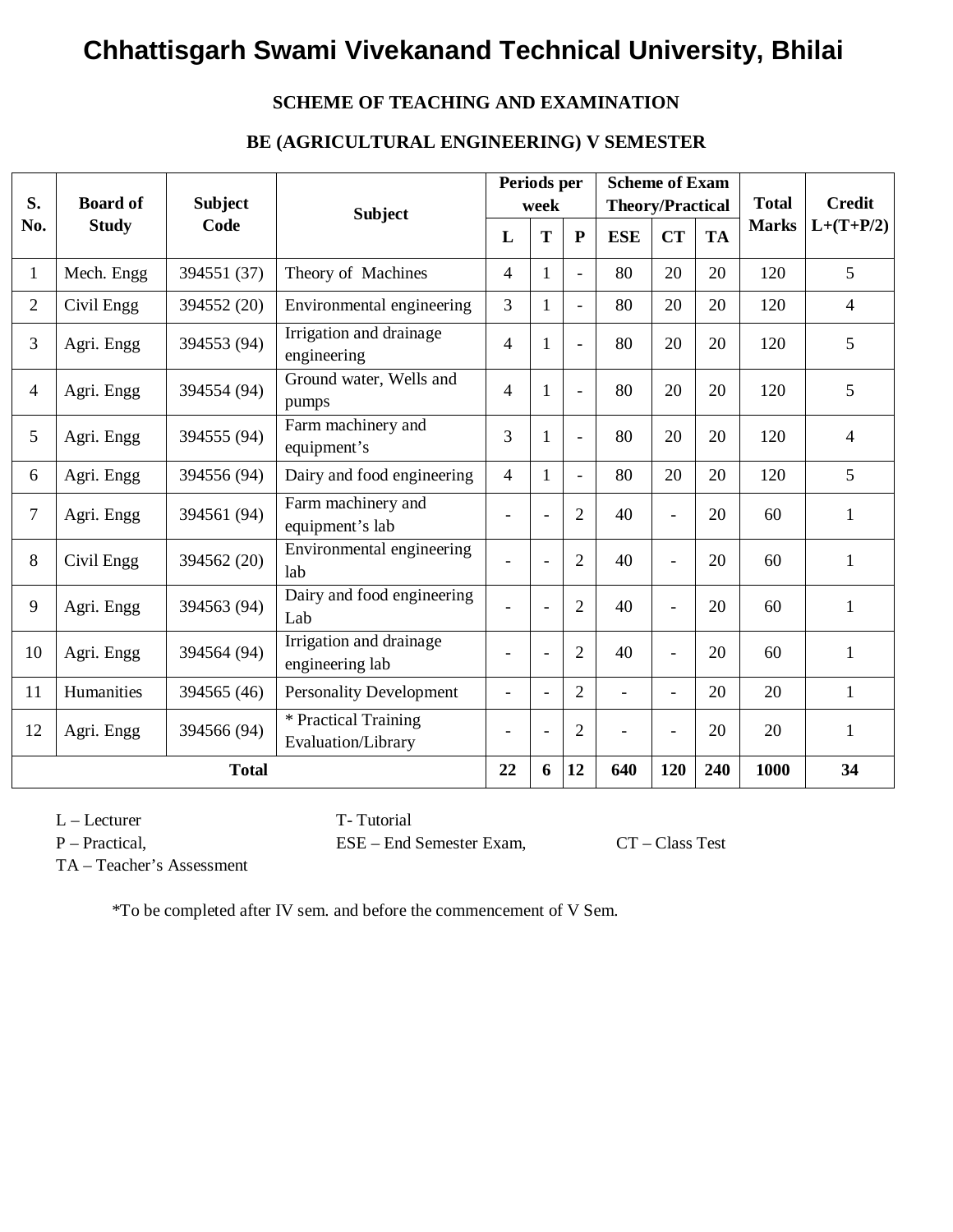# Chhattisgarh Swami Vivekanand Technical University, Bhilai

**SCHEME OF TEACHING AND EXAMINATION**

**BE (AGRICULTURAL ENGINEERING) V SEMESTER**

| S. No. | Board of Study | Subject Code | Subject | Periods per week | | | Scheme of Exam Theory/Practical | | | Total Marks | Credit L+(T+P/2) |
|---|---|---|---|---|---|---|---|---|---|---|---|
| | | | | L | T | P | ESE | CT | TA | | |
| 1 | Mech. Engg | 394551 (37) | Theory of Machines | 4 | 1 | - | 80 | 20 | 20 | 120 | 5 |
| 2 | Civil Engg | 394552 (20) | Environmental engineering | 3 | 1 | - | 80 | 20 | 20 | 120 | 4 |
| 3 | Agri. Engg | 394553 (94) | Irrigation and drainage engineering | 4 | 1 | - | 80 | 20 | 20 | 120 | 5 |
| 4 | Agri. Engg | 394554 (94) | Ground water, Wells and pumps | 4 | 1 | - | 80 | 20 | 20 | 120 | 5 |
| 5 | Agri. Engg | 394555 (94) | Farm machinery and equipment's | 3 | 1 | - | 80 | 20 | 20 | 120 | 4 |
| 6 | Agri. Engg | 394556 (94) | Dairy and food engineering | 4 | 1 | - | 80 | 20 | 20 | 120 | 5 |
| 7 | Agri. Engg | 394561 (94) | Farm machinery and equipment's lab | - | - | 2 | 40 | - | 20 | 60 | 1 |
| 8 | Civil Engg | 394562 (20) | Environmental engineering lab | - | - | 2 | 40 | - | 20 | 60 | 1 |
| 9 | Agri. Engg | 394563 (94) | Dairy and food engineering Lab | - | - | 2 | 40 | - | 20 | 60 | 1 |
| 10 | Agri. Engg | 394564 (94) | Irrigation and drainage engineering lab | - | - | 2 | 40 | - | 20 | 60 | 1 |
| 11 | Humanities | 394565 (46) | Personality Development | - | - | 2 | - | - | 20 | 20 | 1 |
| 12 | Agri. Engg | 394566 (94) | * Practical Training Evaluation/Library | - | - | 2 | - | - | 20 | 20 | 1 |
| **Total** | | | | **22** | **6** | **12** | **640** | **120** | **240** | **1000** | **34** |

L – Lecturer T- Tutorial
P – Practical, ESE – End Semester Exam, CT – Class Test
TA – Teacher's Assessment

*To be completed after IV sem. and before the commencement of V Sem.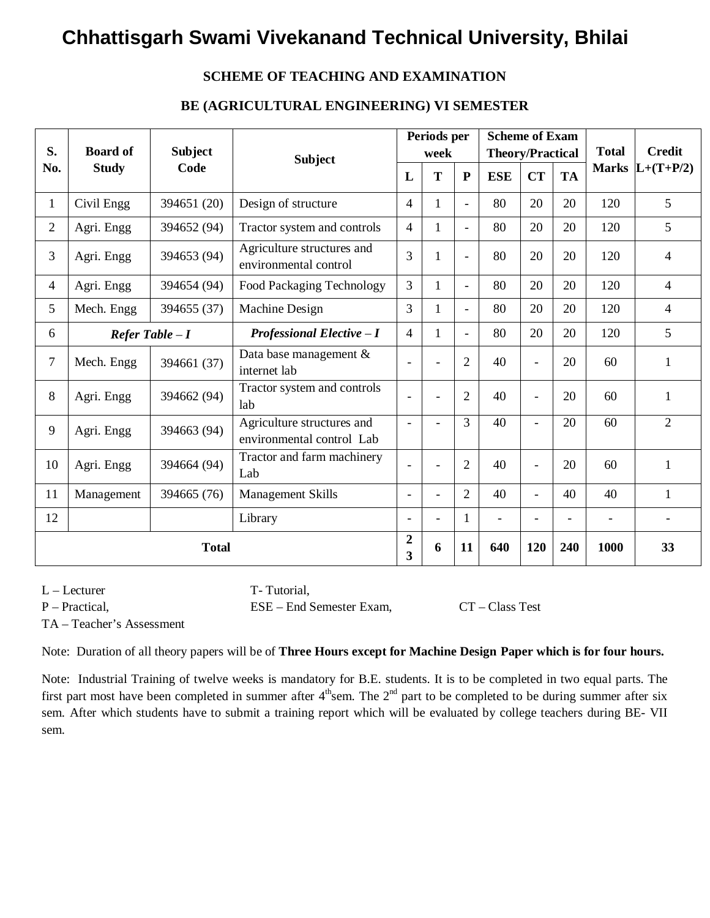# Chhattisgarh Swami Vivekanand Technical University, Bhilai

**SCHEME OF TEACHING AND EXAMINATION**

**BE (AGRICULTURAL ENGINEERING) VI SEMESTER**

| S. No. | Board of Study | Subject Code | Subject | Periods per week | | | Scheme of Exam Theory/Practical | | | Total Marks | Credit L+(T+P/2) |
|---|---|---|---|---|---|---|---|---|---|---|---|
| | | | | L | T | P | ESE | CT | TA | | |
| 1 | Civil Engg | 394651 (20) | Design of structure | 4 | 1 | - | 80 | 20 | 20 | 120 | 5 |
| 2 | Agri. Engg | 394652 (94) | Tractor system and controls | 4 | 1 | - | 80 | 20 | 20 | 120 | 5 |
| 3 | Agri. Engg | 394653 (94) | Agriculture structures and environmental control | 3 | 1 | - | 80 | 20 | 20 | 120 | 4 |
| 4 | Agri. Engg | 394654 (94) | Food Packaging Technology | 3 | 1 | - | 80 | 20 | 20 | 120 | 4 |
| 5 | Mech. Engg | 394655 (37) | Machine Design | 3 | 1 | - | 80 | 20 | 20 | 120 | 4 |
| 6 | ***Refer Table – I*** | | ***Professional Elective – I*** | 4 | 1 | - | 80 | 20 | 20 | 120 | 5 |
| 7 | Mech. Engg | 394661 (37) | Data base management & internet lab | - | - | 2 | 40 | - | 20 | 60 | 1 |
| 8 | Agri. Engg | 394662 (94) | Tractor system and controls lab | - | - | 2 | 40 | - | 20 | 60 | 1 |
| 9 | Agri. Engg | 394663 (94) | Agriculture structures and environmental control Lab | - | - | 3 | 40 | - | 20 | 60 | 2 |
| 10 | Agri. Engg | 394664 (94) | Tractor and farm machinery Lab | - | - | 2 | 40 | - | 20 | 60 | 1 |
| 11 | Management | 394665 (76) | Management Skills | - | - | 2 | 40 | - | 40 | 40 | 1 |
| 12 | | | Library | - | - | 1 | - | - | - | - | - |
| **Total** | | | | **23** | **6** | **11** | **640** | **120** | **240** | **1000** | **33** |

L – Lecturer T- Tutorial,
P – Practical, ESE – End Semester Exam, CT – Class Test
TA – Teacher's Assessment

Note: Duration of all theory papers will be of **Three Hours except for Machine Design Paper which is for four hours.**

Note: Industrial Training of twelve weeks is mandatory for B.E. students. It is to be completed in two equal parts. The first part most have been completed in summer after 4th sem. The 2nd part to be completed to be during summer after six sem. After which students have to submit a training report which will be evaluated by college teachers during BE- VII sem.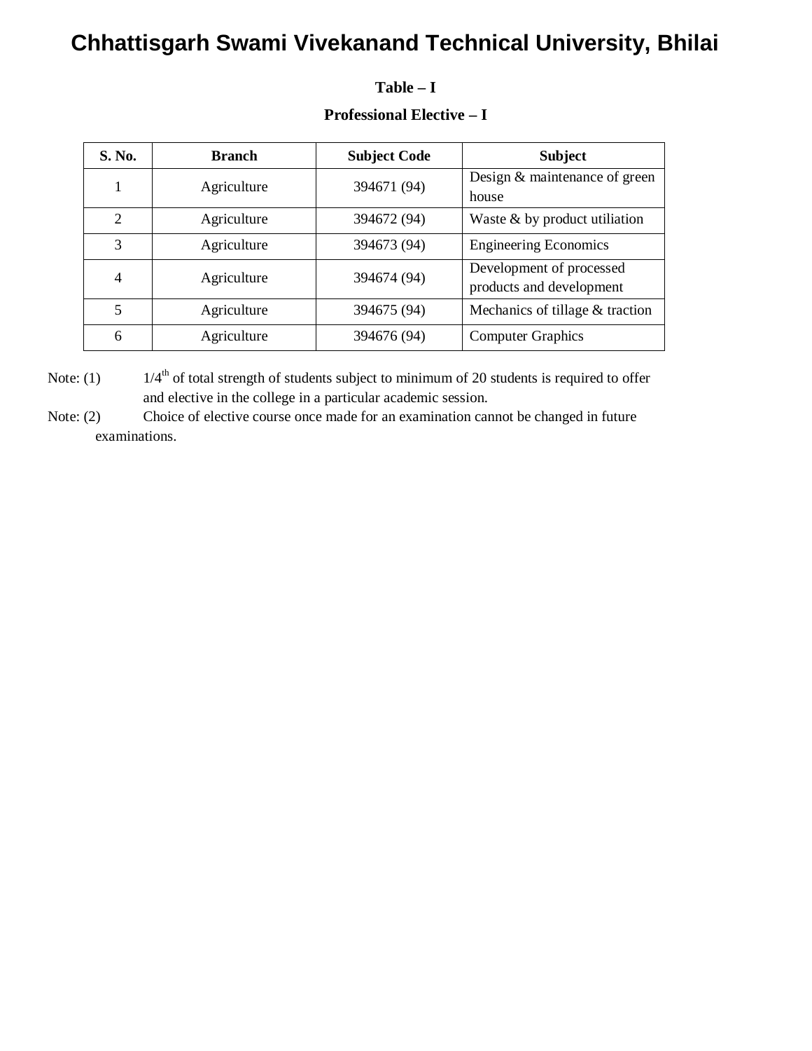# Chhattisgarh Swami Vivekanand Technical University, Bhilai

**Table – I**

**Professional Elective – I**

| S. No. | Branch | Subject Code | Subject |
|---|---|---|---|
| 1 | Agriculture | 394671 (94) | Design & maintenance of green house |
| 2 | Agriculture | 394672 (94) | Waste & by product utiliation |
| 3 | Agriculture | 394673 (94) | Engineering Economics |
| 4 | Agriculture | 394674 (94) | Development of processed products and development |
| 5 | Agriculture | 394675 (94) | Mechanics of tillage & traction |
| 6 | Agriculture | 394676 (94) | Computer Graphics |

Note: (1) 1/4$^{th}$ of total strength of students subject to minimum of 20 students is required to offer and elective in the college in a particular academic session.

Note: (2) Choice of elective course once made for an examination cannot be changed in future examinations.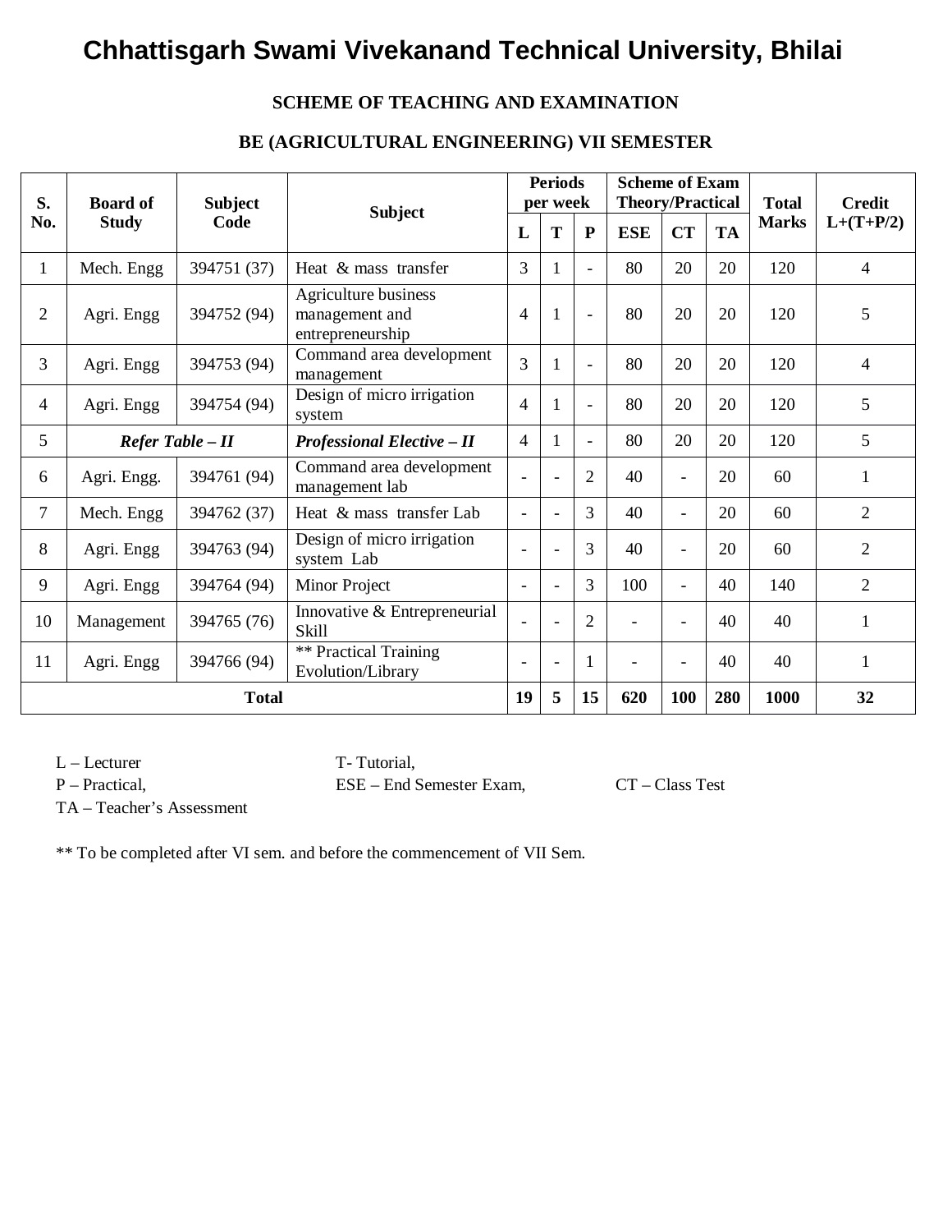# Chhattisgarh Swami Vivekanand Technical University, Bhilai

**SCHEME OF TEACHING AND EXAMINATION**

**BE (AGRICULTURAL ENGINEERING) VII SEMESTER**

| S. No. | Board of Study | Subject Code | Subject | Periods per week | | | Scheme of Exam Theory/Practical | | | Total Marks | Credit L+(T+P/2) |
|---|---|---|---|---|---|---|---|---|---|---|---|
| | | | | L | T | P | ESE | CT | TA | | |
| 1 | Mech. Engg | 394751 (37) | Heat & mass transfer | 3 | 1 | - | 80 | 20 | 20 | 120 | 4 |
| 2 | Agri. Engg | 394752 (94) | Agriculture business management and entrepreneurship | 4 | 1 | - | 80 | 20 | 20 | 120 | 5 |
| 3 | Agri. Engg | 394753 (94) | Command area development management | 3 | 1 | - | 80 | 20 | 20 | 120 | 4 |
| 4 | Agri. Engg | 394754 (94) | Design of micro irrigation system | 4 | 1 | - | 80 | 20 | 20 | 120 | 5 |
| 5 | ***Refer Table – II*** | | ***Professional Elective – II*** | 4 | 1 | - | 80 | 20 | 20 | 120 | 5 |
| 6 | Agri. Engg. | 394761 (94) | Command area development management lab | - | - | 2 | 40 | - | 20 | 60 | 1 |
| 7 | Mech. Engg | 394762 (37) | Heat & mass transfer Lab | - | - | 3 | 40 | - | 20 | 60 | 2 |
| 8 | Agri. Engg | 394763 (94) | Design of micro irrigation system Lab | - | - | 3 | 40 | - | 20 | 60 | 2 |
| 9 | Agri. Engg | 394764 (94) | Minor Project | - | - | 3 | 100 | - | 40 | 140 | 2 |
| 10 | Management | 394765 (76) | Innovative & Entrepreneurial Skill | - | - | 2 | - | - | 40 | 40 | 1 |
| 11 | Agri. Engg | 394766 (94) | ** Practical Training Evolution/Library | - | - | 1 | - | - | 40 | 40 | 1 |
| **Total** | | | | **19** | **5** | **15** | **620** | **100** | **280** | **1000** | **32** |

L – Lecturer　　T- Tutorial,
P – Practical,　　ESE – End Semester Exam,　　CT – Class Test
TA – Teacher's Assessment

** To be completed after VI sem. and before the commencement of VII Sem.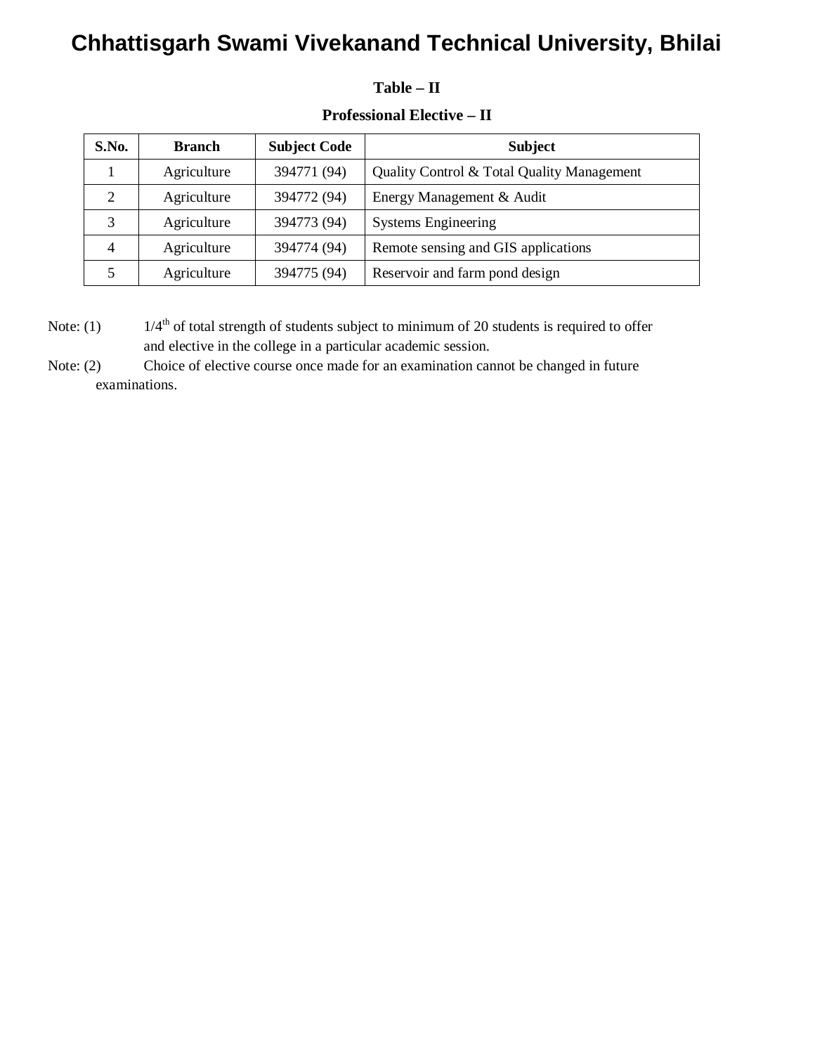# Chhattisgarh Swami Vivekanand Technical University, Bhilai

**Table – II**

**Professional Elective – II**

| S.No. | Branch | Subject Code | Subject |
|---|---|---|---|
| 1 | Agriculture | 394771 (94) | Quality Control & Total Quality Management |
| 2 | Agriculture | 394772 (94) | Energy Management & Audit |
| 3 | Agriculture | 394773 (94) | Systems Engineering |
| 4 | Agriculture | 394774 (94) | Remote sensing and GIS applications |
| 5 | Agriculture | 394775 (94) | Reservoir and farm pond design |

Note: (1) 1/4$^{th}$ of total strength of students subject to minimum of 20 students is required to offer and elective in the college in a particular academic session.

Note: (2) Choice of elective course once made for an examination cannot be changed in future examinations.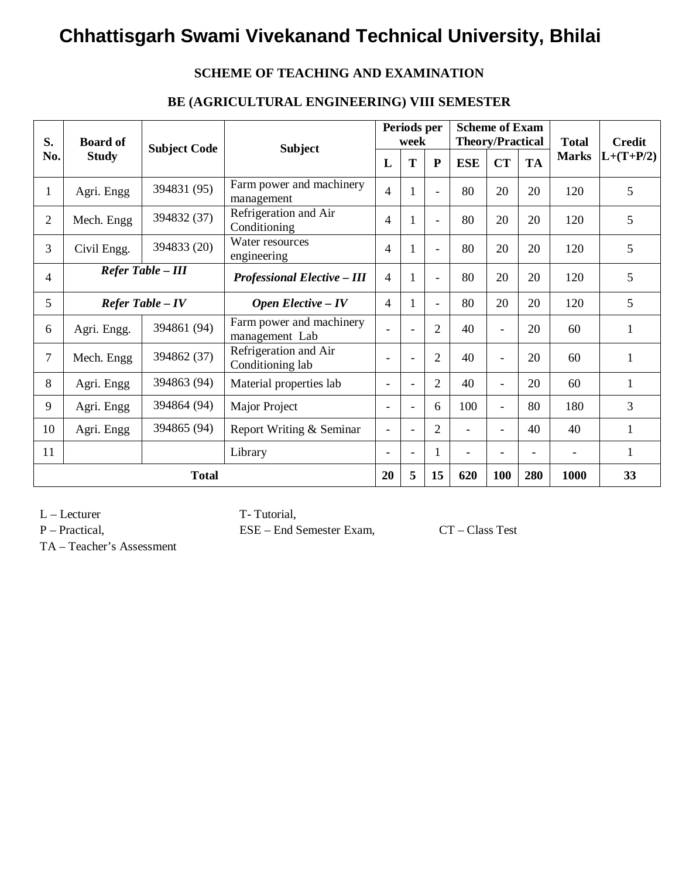# Chhattisgarh Swami Vivekanand Technical University, Bhilai

**SCHEME OF TEACHING AND EXAMINATION**

**BE (AGRICULTURAL ENGINEERING) VIII SEMESTER**

| S. No. | Board of Study | Subject Code | Subject | Periods per week | | | Scheme of Exam Theory/Practical | | | Total Marks | Credit L+(T+P/2) |
|---|---|---|---|---|---|---|---|---|---|---|---|
| | | | | L | T | P | ESE | CT | TA | | |
| 1 | Agri. Engg | 394831 (95) | Farm power and machinery management | 4 | 1 | - | 80 | 20 | 20 | 120 | 5 |
| 2 | Mech. Engg | 394832 (37) | Refrigeration and Air Conditioning | 4 | 1 | - | 80 | 20 | 20 | 120 | 5 |
| 3 | Civil Engg. | 394833 (20) | Water resources engineering | 4 | 1 | - | 80 | 20 | 20 | 120 | 5 |
| 4 | *Refer Table – III* | | ***Professional Elective – III*** | 4 | 1 | - | 80 | 20 | 20 | 120 | 5 |
| 5 | *Refer Table – IV* | | ***Open Elective – IV*** | 4 | 1 | - | 80 | 20 | 20 | 120 | 5 |
| 6 | Agri. Engg. | 394861 (94) | Farm power and machinery management Lab | - | - | 2 | 40 | - | 20 | 60 | 1 |
| 7 | Mech. Engg | 394862 (37) | Refrigeration and Air Conditioning lab | - | - | 2 | 40 | - | 20 | 60 | 1 |
| 8 | Agri. Engg | 394863 (94) | Material properties lab | - | - | 2 | 40 | - | 20 | 60 | 1 |
| 9 | Agri. Engg | 394864 (94) | Major Project | - | - | 6 | 100 | - | 80 | 180 | 3 |
| 10 | Agri. Engg | 394865 (94) | Report Writing & Seminar | - | - | 2 | - | - | 40 | 40 | 1 |
| 11 | | | Library | - | - | 1 | - | - | - | - | 1 |
| **Total** | | | | **20** | **5** | **15** | **620** | **100** | **280** | **1000** | **33** |

L – Lecturer, T- Tutorial,
P – Practical, ESE – End Semester Exam, CT – Class Test
TA – Teacher's Assessment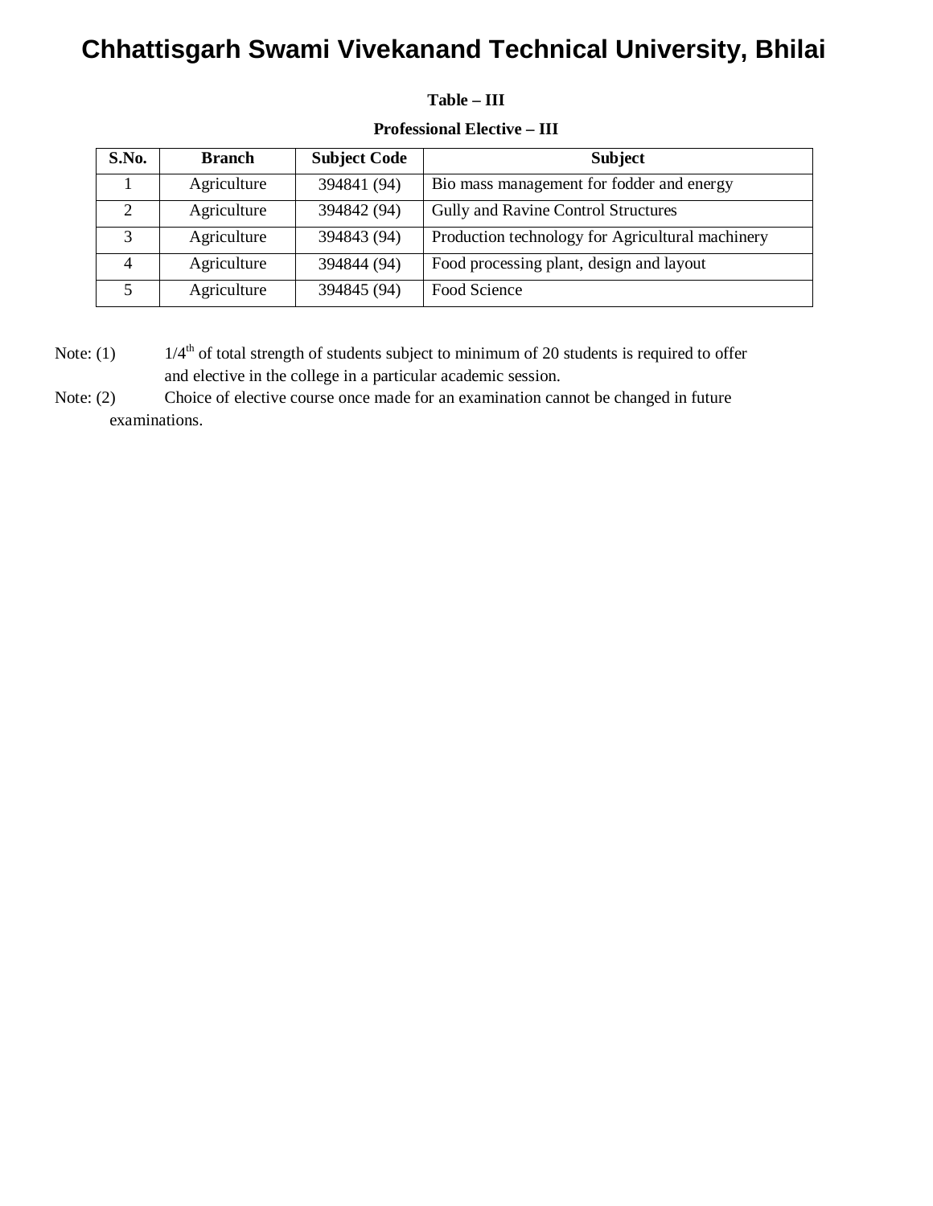# Chhattisgarh Swami Vivekanand Technical University, Bhilai

**Table – III**

**Professional Elective – III**

| S.No. | Branch | Subject Code | Subject |
|---|---|---|---|
| 1 | Agriculture | 394841 (94) | Bio mass management for fodder and energy |
| 2 | Agriculture | 394842 (94) | Gully and Ravine Control Structures |
| 3 | Agriculture | 394843 (94) | Production technology for Agricultural machinery |
| 4 | Agriculture | 394844 (94) | Food processing plant, design and layout |
| 5 | Agriculture | 394845 (94) | Food Science |

Note: (1) 1/4th of total strength of students subject to minimum of 20 students is required to offer and elective in the college in a particular academic session.

Note: (2) Choice of elective course once made for an examination cannot be changed in future examinations.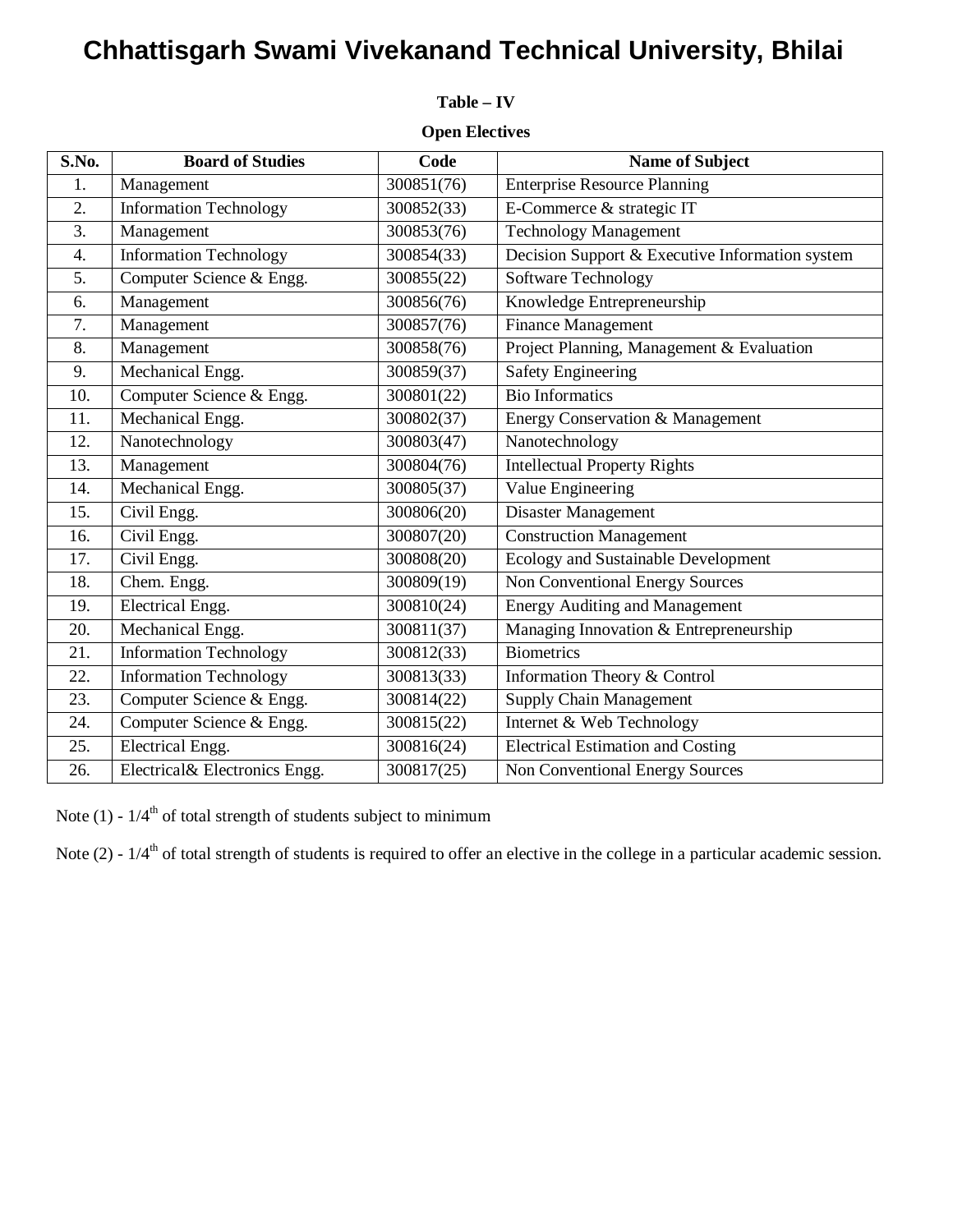# Chhattisgarh Swami Vivekanand Technical University, Bhilai

**Table – IV**

**Open Electives**

| S.No. | Board of Studies | Code | Name of Subject |
|---|---|---|---|
| 1. | Management | 300851(76) | Enterprise Resource Planning |
| 2. | Information Technology | 300852(33) | E-Commerce & strategic IT |
| 3. | Management | 300853(76) | Technology Management |
| 4. | Information Technology | 300854(33) | Decision Support & Executive Information system |
| 5. | Computer Science & Engg. | 300855(22) | Software Technology |
| 6. | Management | 300856(76) | Knowledge Entrepreneurship |
| 7. | Management | 300857(76) | Finance Management |
| 8. | Management | 300858(76) | Project Planning, Management & Evaluation |
| 9. | Mechanical Engg. | 300859(37) | Safety Engineering |
| 10. | Computer Science & Engg. | 300801(22) | Bio Informatics |
| 11. | Mechanical Engg. | 300802(37) | Energy Conservation & Management |
| 12. | Nanotechnology | 300803(47) | Nanotechnology |
| 13. | Management | 300804(76) | Intellectual Property Rights |
| 14. | Mechanical Engg. | 300805(37) | Value Engineering |
| 15. | Civil Engg. | 300806(20) | Disaster Management |
| 16. | Civil Engg. | 300807(20) | Construction Management |
| 17. | Civil Engg. | 300808(20) | Ecology and Sustainable Development |
| 18. | Chem. Engg. | 300809(19) | Non Conventional Energy Sources |
| 19. | Electrical Engg. | 300810(24) | Energy Auditing and Management |
| 20. | Mechanical Engg. | 300811(37) | Managing Innovation & Entrepreneurship |
| 21. | Information Technology | 300812(33) | Biometrics |
| 22. | Information Technology | 300813(33) | Information Theory & Control |
| 23. | Computer Science & Engg. | 300814(22) | Supply Chain Management |
| 24. | Computer Science & Engg. | 300815(22) | Internet & Web Technology |
| 25. | Electrical Engg. | 300816(24) | Electrical Estimation and Costing |
| 26. | Electrical& Electronics Engg. | 300817(25) | Non Conventional Energy Sources |

Note (1) - $1/4^{th}$ of total strength of students subject to minimum

Note (2) - $1/4^{th}$ of total strength of students is required to offer an elective in the college in a particular academic session.